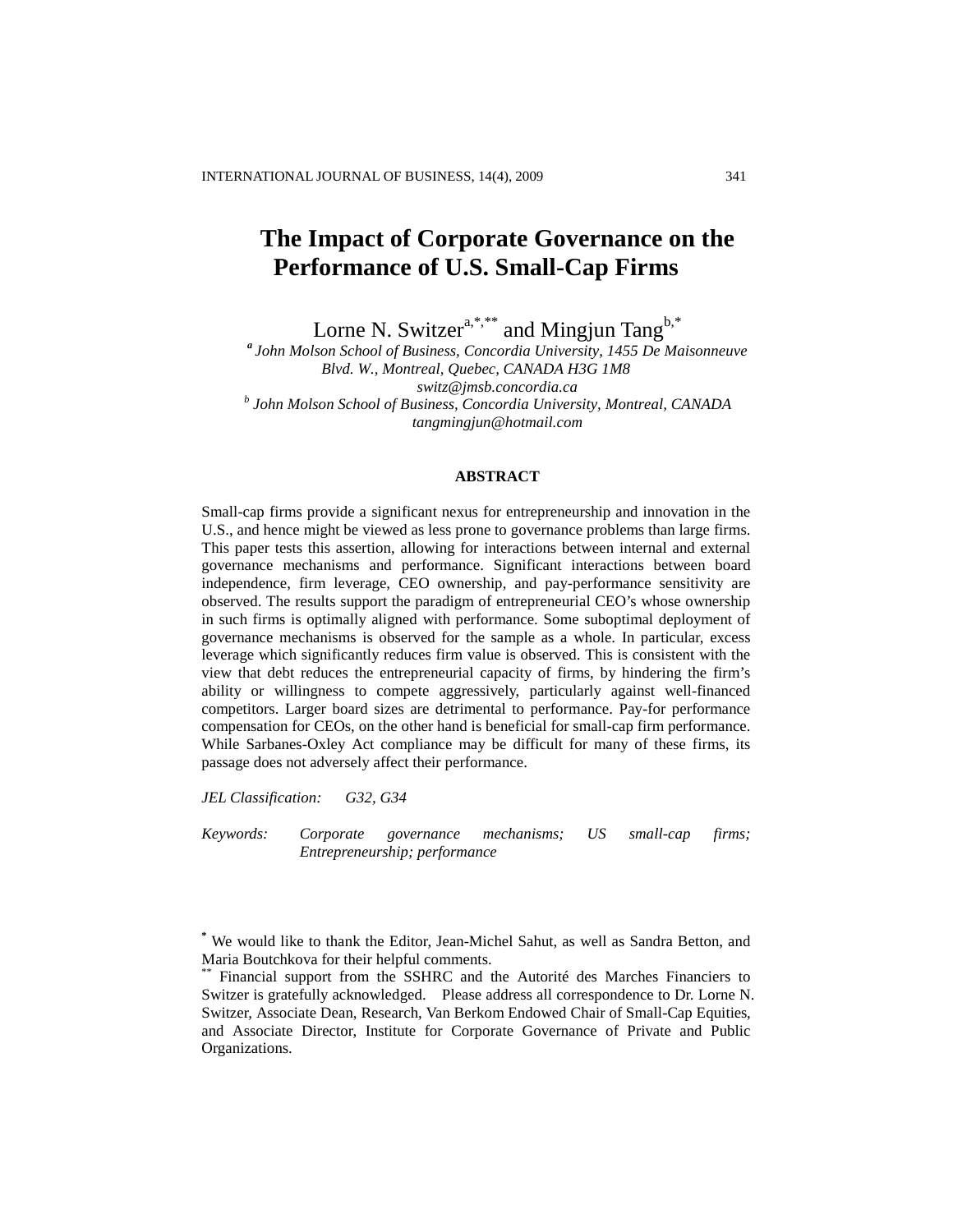# The Impact of Corporate Governance on the Performance of U.S. Small-Cap Firms

Lorne N. Switzer[a,*,**] and Mingjun Tang[b,*]

[a] *John Molson School of Business, Concordia University, 1455 De Maisonneuve Blvd. W., Montreal, Quebec, CANADA H3G 1M8*
*switz@jmsb.concordia.ca*

[b] *John Molson School of Business, Concordia University, Montreal, CANADA*
*tangmingjun@hotmail.com*

## ABSTRACT

Small-cap firms provide a significant nexus for entrepreneurship and innovation in the U.S., and hence might be viewed as less prone to governance problems than large firms. This paper tests this assertion, allowing for interactions between internal and external governance mechanisms and performance. Significant interactions between board independence, firm leverage, CEO ownership, and pay-performance sensitivity are observed. The results support the paradigm of entrepreneurial CEO's whose ownership in such firms is optimally aligned with performance. Some suboptimal deployment of governance mechanisms is observed for the sample as a whole. In particular, excess leverage which significantly reduces firm value is observed. This is consistent with the view that debt reduces the entrepreneurial capacity of firms, by hindering the firm's ability or willingness to compete aggressively, particularly against well-financed competitors. Larger board sizes are detrimental to performance. Pay-for performance compensation for CEOs, on the other hand is beneficial for small-cap firm performance. While Sarbanes-Oxley Act compliance may be difficult for many of these firms, its passage does not adversely affect their performance.

*JEL Classification:* *G32, G34*

*Keywords:* *Corporate governance mechanisms; US small-cap firms; Entrepreneurship; performance*

[*] We would like to thank the Editor, Jean-Michel Sahut, as well as Sandra Betton, and Maria Boutchkova for their helpful comments.

[**] Financial support from the SSHRC and the Autorité des Marches Financiers to Switzer is gratefully acknowledged. Please address all correspondence to Dr. Lorne N. Switzer, Associate Dean, Research, Van Berkom Endowed Chair of Small-Cap Equities, and Associate Director, Institute for Corporate Governance of Private and Public Organizations.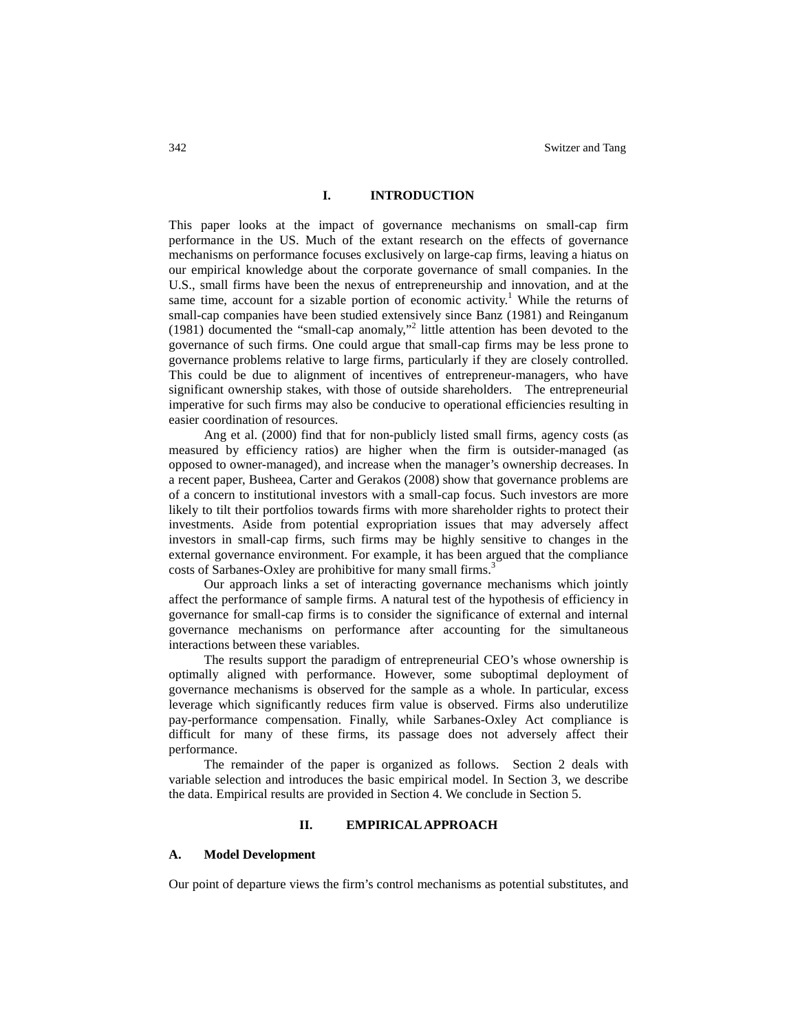## I. INTRODUCTION

This paper looks at the impact of governance mechanisms on small-cap firm performance in the US. Much of the extant research on the effects of governance mechanisms on performance focuses exclusively on large-cap firms, leaving a hiatus on our empirical knowledge about the corporate governance of small companies. In the U.S., small firms have been the nexus of entrepreneurship and innovation, and at the same time, account for a sizable portion of economic activity.[1] While the returns of small-cap companies have been studied extensively since Banz (1981) and Reinganum (1981) documented the "small-cap anomaly,"[2] little attention has been devoted to the governance of such firms. One could argue that small-cap firms may be less prone to governance problems relative to large firms, particularly if they are closely controlled. This could be due to alignment of incentives of entrepreneur-managers, who have significant ownership stakes, with those of outside shareholders. The entrepreneurial imperative for such firms may also be conducive to operational efficiencies resulting in easier coordination of resources.

Ang et al. (2000) find that for non-publicly listed small firms, agency costs (as measured by efficiency ratios) are higher when the firm is outsider-managed (as opposed to owner-managed), and increase when the manager's ownership decreases. In a recent paper, Busheea, Carter and Gerakos (2008) show that governance problems are of a concern to institutional investors with a small-cap focus. Such investors are more likely to tilt their portfolios towards firms with more shareholder rights to protect their investments. Aside from potential expropriation issues that may adversely affect investors in small-cap firms, such firms may be highly sensitive to changes in the external governance environment. For example, it has been argued that the compliance costs of Sarbanes-Oxley are prohibitive for many small firms.[3]

Our approach links a set of interacting governance mechanisms which jointly affect the performance of sample firms. A natural test of the hypothesis of efficiency in governance for small-cap firms is to consider the significance of external and internal governance mechanisms on performance after accounting for the simultaneous interactions between these variables.

The results support the paradigm of entrepreneurial CEO's whose ownership is optimally aligned with performance. However, some suboptimal deployment of governance mechanisms is observed for the sample as a whole. In particular, excess leverage which significantly reduces firm value is observed. Firms also underutilize pay-performance compensation. Finally, while Sarbanes-Oxley Act compliance is difficult for many of these firms, its passage does not adversely affect their performance.

The remainder of the paper is organized as follows. Section 2 deals with variable selection and introduces the basic empirical model. In Section 3, we describe the data. Empirical results are provided in Section 4. We conclude in Section 5.

## II. EMPIRICAL APPROACH

### A. Model Development

Our point of departure views the firm's control mechanisms as potential substitutes, and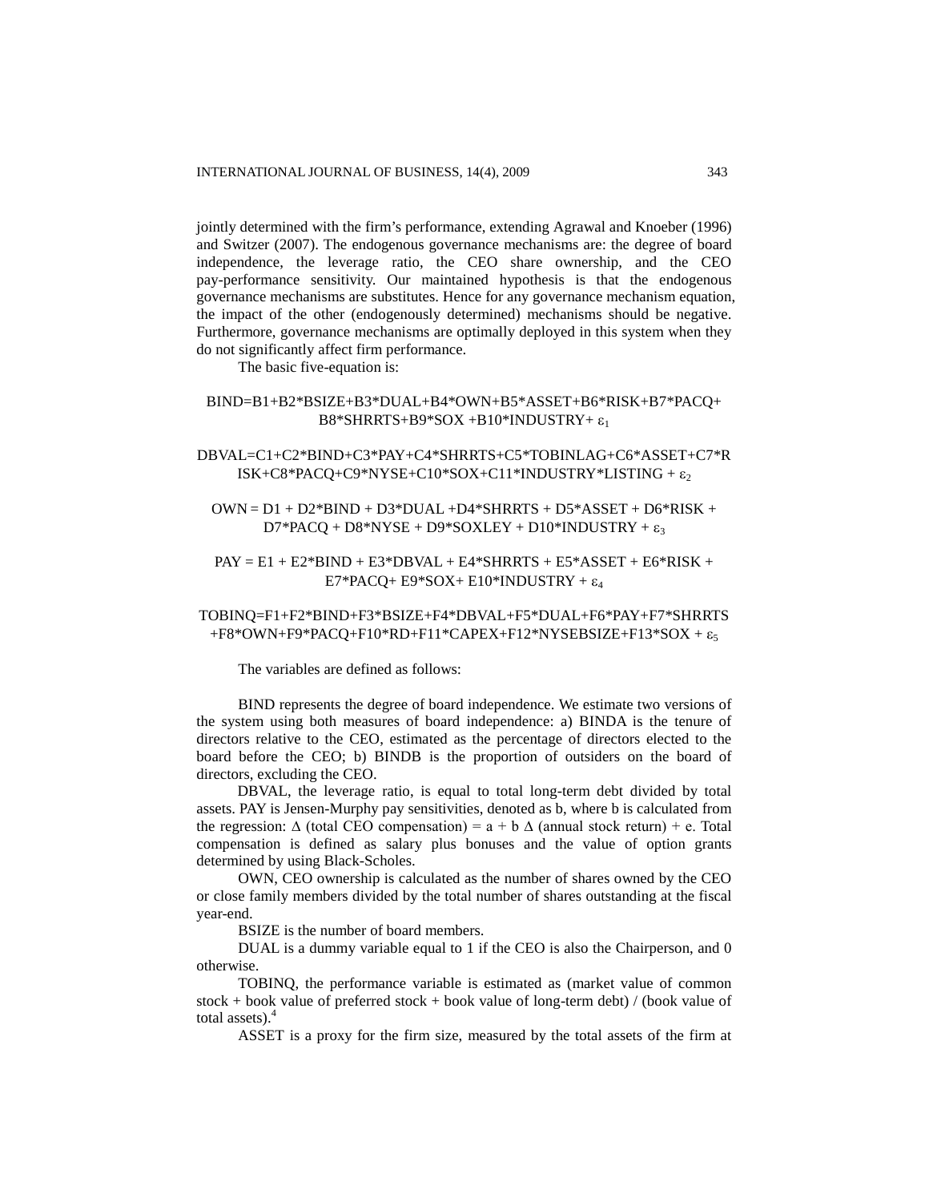jointly determined with the firm's performance, extending Agrawal and Knoeber (1996) and Switzer (2007). The endogenous governance mechanisms are: the degree of board independence, the leverage ratio, the CEO share ownership, and the CEO pay-performance sensitivity. Our maintained hypothesis is that the endogenous governance mechanisms are substitutes. Hence for any governance mechanism equation, the impact of the other (endogenously determined) mechanisms should be negative. Furthermore, governance mechanisms are optimally deployed in this system when they do not significantly affect firm performance.

The basic five-equation is:

$$BIND=B1+B2*BSIZE+B3*DUAL+B4*OWN+B5*ASSET+B6*RISK+B7*PACQ+B8*SHRRTS+B9*SOX+B10*INDUSTRY+\varepsilon_1$$

$$DBVAL=C1+C2*BIND+C3*PAY+C4*SHRRTS+C5*TOBINLAG+C6*ASSET+C7*RISK+C8*PACQ+C9*NYSE+C10*SOX+C11*INDUSTRY*LISTING+\varepsilon_2$$

$$OWN = D1 + D2*BIND + D3*DUAL + D4*SHRRTS + D5*ASSET + D6*RISK + D7*PACQ + D8*NYSE + D9*SOXLEY + D10*INDUSTRY + \varepsilon_3$$

$$PAY = E1 + E2*BIND + E3*DBVAL + E4*SHRRTS + E5*ASSET + E6*RISK + E7*PACQ+ E9*SOX+ E10*INDUSTRY + \varepsilon_4$$

$$TOBINQ=F1+F2*BIND+F3*BSIZE+F4*DBVAL+F5*DUAL+F6*PAY+F7*SHRRTS+F8*OWN+F9*PACQ+F10*RD+F11*CAPEX+F12*NYSEBSIZE+F13*SOX+\varepsilon_5$$

The variables are defined as follows:

BIND represents the degree of board independence. We estimate two versions of the system using both measures of board independence: a) BINDA is the tenure of directors relative to the CEO, estimated as the percentage of directors elected to the board before the CEO; b) BINDB is the proportion of outsiders on the board of directors, excluding the CEO.

DBVAL, the leverage ratio, is equal to total long-term debt divided by total assets. PAY is Jensen-Murphy pay sensitivities, denoted as b, where b is calculated from the regression: $\Delta$ (total CEO compensation) = a + b $\Delta$ (annual stock return) + e. Total compensation is defined as salary plus bonuses and the value of option grants determined by using Black-Scholes.

OWN, CEO ownership is calculated as the number of shares owned by the CEO or close family members divided by the total number of shares outstanding at the fiscal year-end.

BSIZE is the number of board members.

DUAL is a dummy variable equal to 1 if the CEO is also the Chairperson, and 0 otherwise.

TOBINQ, the performance variable is estimated as (market value of common stock + book value of preferred stock + book value of long-term debt) / (book value of total assets).[4]

ASSET is a proxy for the firm size, measured by the total assets of the firm at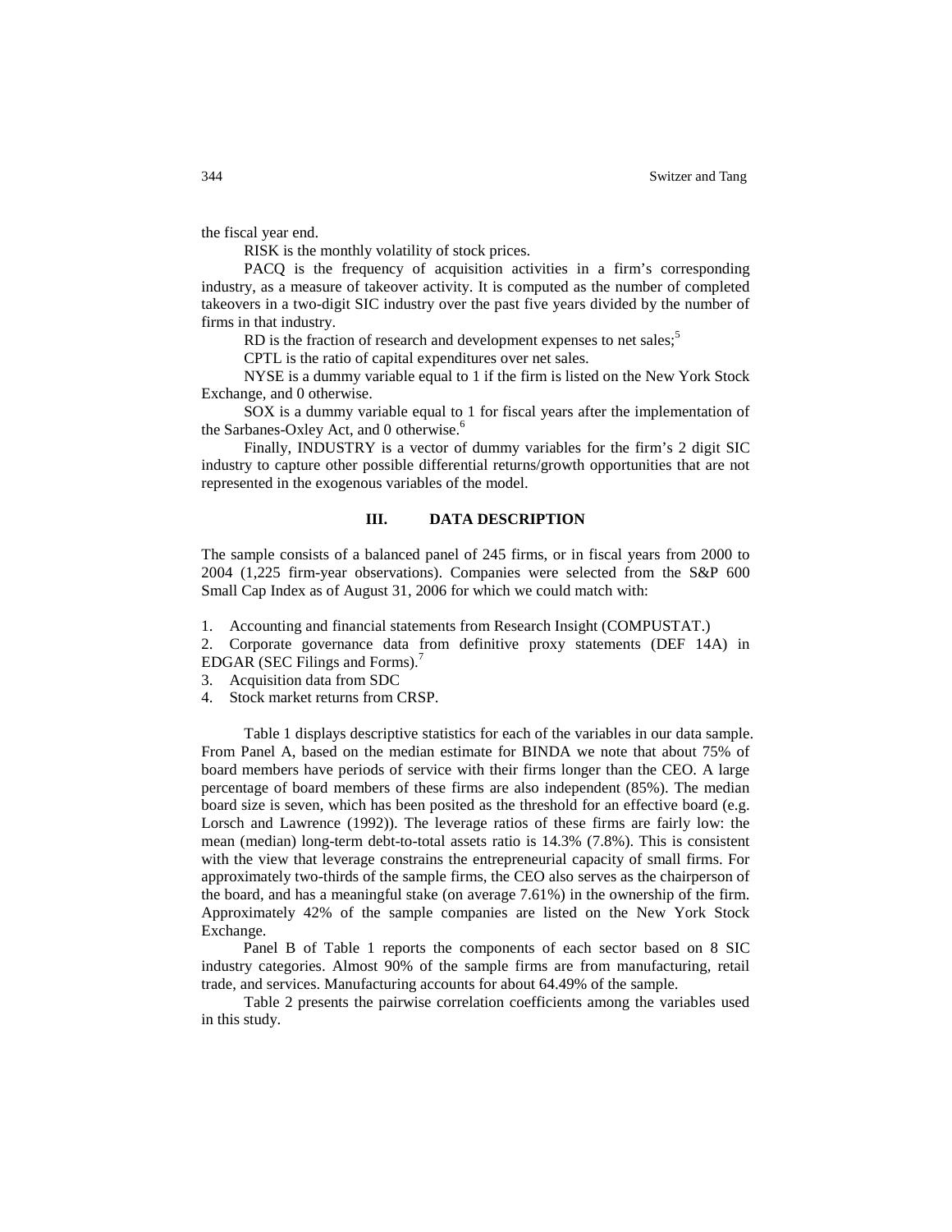the fiscal year end.

RISK is the monthly volatility of stock prices.

PACQ is the frequency of acquisition activities in a firm's corresponding industry, as a measure of takeover activity. It is computed as the number of completed takeovers in a two-digit SIC industry over the past five years divided by the number of firms in that industry.

RD is the fraction of research and development expenses to net sales;[5]

CPTL is the ratio of capital expenditures over net sales.

NYSE is a dummy variable equal to 1 if the firm is listed on the New York Stock Exchange, and 0 otherwise.

SOX is a dummy variable equal to 1 for fiscal years after the implementation of the Sarbanes-Oxley Act, and 0 otherwise.[6]

Finally, INDUSTRY is a vector of dummy variables for the firm's 2 digit SIC industry to capture other possible differential returns/growth opportunities that are not represented in the exogenous variables of the model.

## III. DATA DESCRIPTION

The sample consists of a balanced panel of 245 firms, or in fiscal years from 2000 to 2004 (1,225 firm-year observations). Companies were selected from the S&P 600 Small Cap Index as of August 31, 2006 for which we could match with:

1. Accounting and financial statements from Research Insight (COMPUSTAT.)
2. Corporate governance data from definitive proxy statements (DEF 14A) in EDGAR (SEC Filings and Forms).[7]
3. Acquisition data from SDC
4. Stock market returns from CRSP.

Table 1 displays descriptive statistics for each of the variables in our data sample. From Panel A, based on the median estimate for BINDA we note that about 75% of board members have periods of service with their firms longer than the CEO. A large percentage of board members of these firms are also independent (85%). The median board size is seven, which has been posited as the threshold for an effective board (e.g. Lorsch and Lawrence (1992)). The leverage ratios of these firms are fairly low: the mean (median) long-term debt-to-total assets ratio is 14.3% (7.8%). This is consistent with the view that leverage constrains the entrepreneurial capacity of small firms. For approximately two-thirds of the sample firms, the CEO also serves as the chairperson of the board, and has a meaningful stake (on average 7.61%) in the ownership of the firm. Approximately 42% of the sample companies are listed on the New York Stock Exchange.

Panel B of Table 1 reports the components of each sector based on 8 SIC industry categories. Almost 90% of the sample firms are from manufacturing, retail trade, and services. Manufacturing accounts for about 64.49% of the sample.

Table 2 presents the pairwise correlation coefficients among the variables used in this study.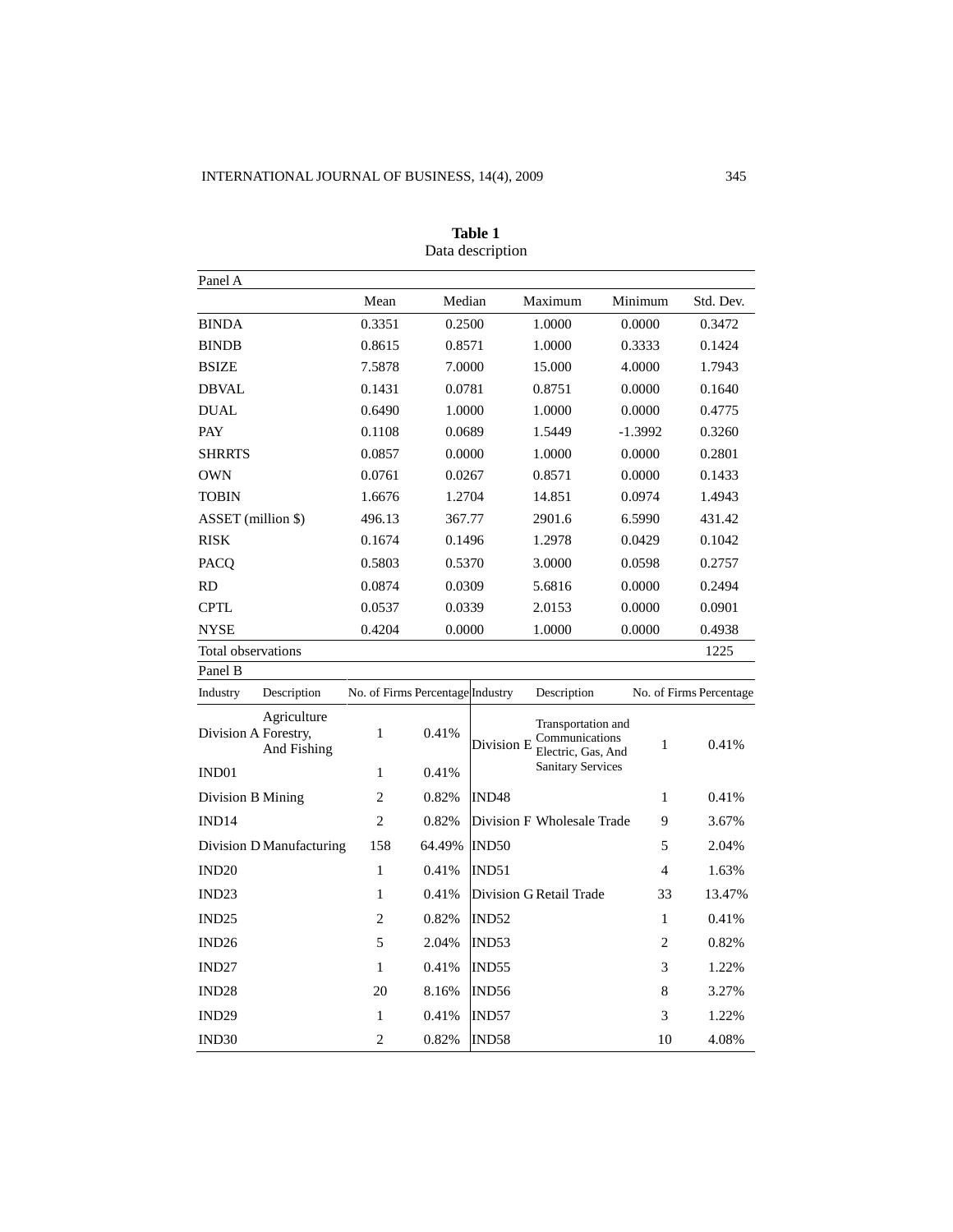**Table 1**
Data description

| Panel A | Mean | Median | Maximum | Minimum | Std. Dev. |
|---|---|---|---|---|---|
| BINDA | 0.3351 | 0.2500 | 1.0000 | 0.0000 | 0.3472 |
| BINDB | 0.8615 | 0.8571 | 1.0000 | 0.3333 | 0.1424 |
| BSIZE | 7.5878 | 7.0000 | 15.000 | 4.0000 | 1.7943 |
| DBVAL | 0.1431 | 0.0781 | 0.8751 | 0.0000 | 0.1640 |
| DUAL | 0.6490 | 1.0000 | 1.0000 | 0.0000 | 0.4775 |
| PAY | 0.1108 | 0.0689 | 1.5449 | -1.3992 | 0.3260 |
| SHRRTS | 0.0857 | 0.0000 | 1.0000 | 0.0000 | 0.2801 |
| OWN | 0.0761 | 0.0267 | 0.8571 | 0.0000 | 0.1433 |
| TOBIN | 1.6676 | 1.2704 | 14.851 | 0.0974 | 1.4943 |
| ASSET (million $) | 496.13 | 367.77 | 2901.6 | 6.5990 | 431.42 |
| RISK | 0.1674 | 0.1496 | 1.2978 | 0.0429 | 0.1042 |
| PACQ | 0.5803 | 0.5370 | 3.0000 | 0.0598 | 0.2757 |
| RD | 0.0874 | 0.0309 | 5.6816 | 0.0000 | 0.2494 |
| CPTL | 0.0537 | 0.0339 | 2.0153 | 0.0000 | 0.0901 |
| NYSE | 0.4204 | 0.0000 | 1.0000 | 0.0000 | 0.4938 |
| Total observations | | | | | 1225 |

| Panel B | | | | | | | |
|---|---|---|---|---|---|---|---|
| Industry | Description | No. of Firms | Percentage | Industry | Description | No. of Firms | Percentage |
| Division A | Agriculture Forestry, And Fishing | 1 | 0.41% | Division E | Transportation and Communications Electric, Gas, And Sanitary Services | 1 | 0.41% |
| IND01 | | 1 | 0.41% | | | | |
| Division B | Mining | 2 | 0.82% | IND48 | | 1 | 0.41% |
| IND14 | | 2 | 0.82% | Division F | Wholesale Trade | 9 | 3.67% |
| Division D | Manufacturing | 158 | 64.49% | IND50 | | 5 | 2.04% |
| IND20 | | 1 | 0.41% | IND51 | | 4 | 1.63% |
| IND23 | | 1 | 0.41% | Division G | Retail Trade | 33 | 13.47% |
| IND25 | | 2 | 0.82% | IND52 | | 1 | 0.41% |
| IND26 | | 5 | 2.04% | IND53 | | 2 | 0.82% |
| IND27 | | 1 | 0.41% | IND55 | | 3 | 1.22% |
| IND28 | | 20 | 8.16% | IND56 | | 8 | 3.27% |
| IND29 | | 1 | 0.41% | IND57 | | 3 | 1.22% |
| IND30 | | 2 | 0.82% | IND58 | | 10 | 4.08% |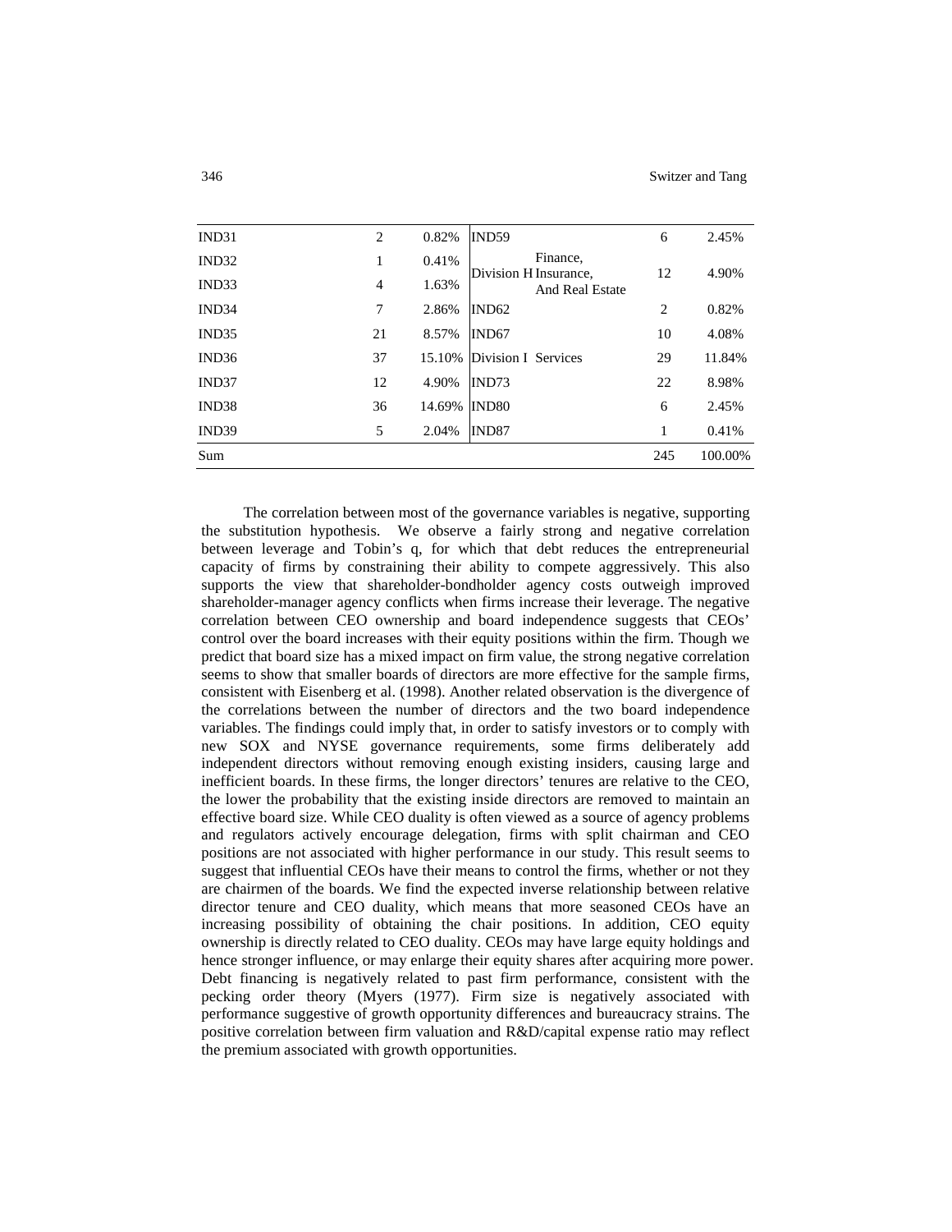| | | | | | |
|---|---|---|---|---|---|
| IND31 | 2 | 0.82% | IND59 | 6 | 2.45% |
| IND32 | 1 | 0.41% | Division H Finance, Insurance, And Real Estate | 12 | 4.90% |
| IND33 | 4 | 1.63% | | | |
| IND34 | 7 | 2.86% | IND62 | 2 | 0.82% |
| IND35 | 21 | 8.57% | IND67 | 10 | 4.08% |
| IND36 | 37 | 15.10% | Division I Services | 29 | 11.84% |
| IND37 | 12 | 4.90% | IND73 | 22 | 8.98% |
| IND38 | 36 | 14.69% | IND80 | 6 | 2.45% |
| IND39 | 5 | 2.04% | IND87 | 1 | 0.41% |
| Sum | | | | 245 | 100.00% |

The correlation between most of the governance variables is negative, supporting the substitution hypothesis. We observe a fairly strong and negative correlation between leverage and Tobin's q, for which that debt reduces the entrepreneurial capacity of firms by constraining their ability to compete aggressively. This also supports the view that shareholder-bondholder agency costs outweigh improved shareholder-manager agency conflicts when firms increase their leverage. The negative correlation between CEO ownership and board independence suggests that CEOs' control over the board increases with their equity positions within the firm. Though we predict that board size has a mixed impact on firm value, the strong negative correlation seems to show that smaller boards of directors are more effective for the sample firms, consistent with Eisenberg et al. (1998). Another related observation is the divergence of the correlations between the number of directors and the two board independence variables. The findings could imply that, in order to satisfy investors or to comply with new SOX and NYSE governance requirements, some firms deliberately add independent directors without removing enough existing insiders, causing large and inefficient boards. In these firms, the longer directors' tenures are relative to the CEO, the lower the probability that the existing inside directors are removed to maintain an effective board size. While CEO duality is often viewed as a source of agency problems and regulators actively encourage delegation, firms with split chairman and CEO positions are not associated with higher performance in our study. This result seems to suggest that influential CEOs have their means to control the firms, whether or not they are chairmen of the boards. We find the expected inverse relationship between relative director tenure and CEO duality, which means that more seasoned CEOs have an increasing possibility of obtaining the chair positions. In addition, CEO equity ownership is directly related to CEO duality. CEOs may have large equity holdings and hence stronger influence, or may enlarge their equity shares after acquiring more power. Debt financing is negatively related to past firm performance, consistent with the pecking order theory (Myers (1977). Firm size is negatively associated with performance suggestive of growth opportunity differences and bureaucracy strains. The positive correlation between firm valuation and R&D/capital expense ratio may reflect the premium associated with growth opportunities.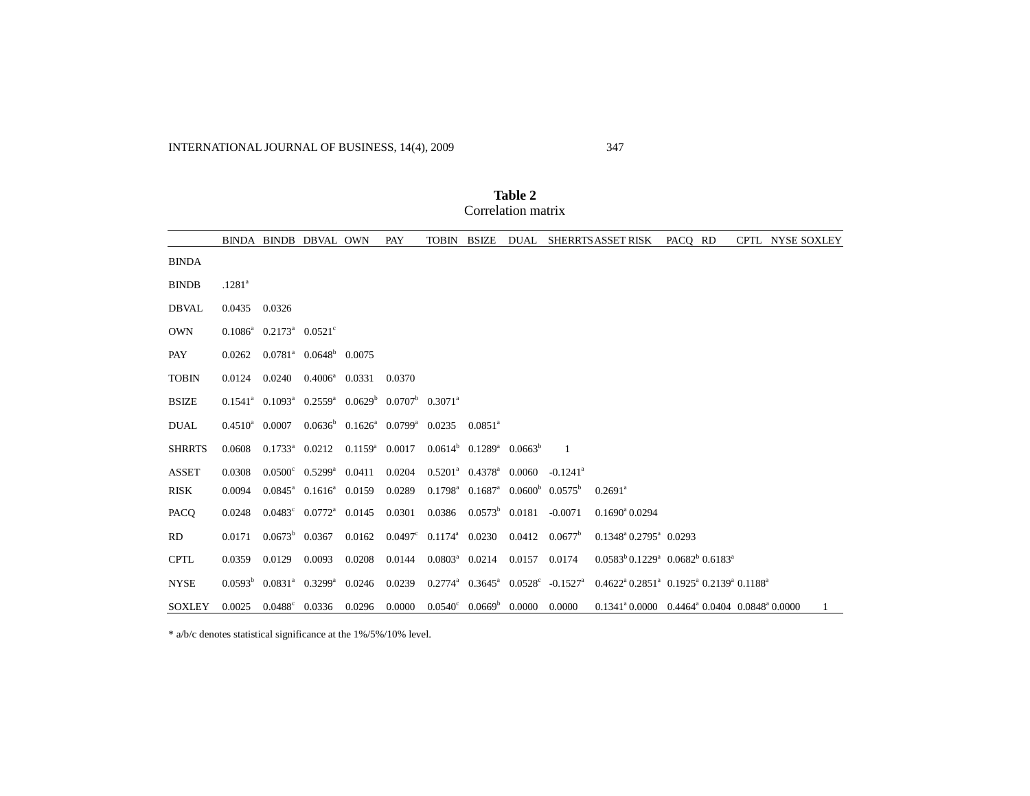**Table 2**
Correlation matrix

| | BINDA | BINDB | DBVAL | OWN | PAY | TOBIN | BSIZE | DUAL | SHRRTS | ASSET | RISK | PACQ | RD | CPTL | NYSE | SOXLEY |
|---|---|---|---|---|---|---|---|---|---|---|---|---|---|---|---|---|
| BINDA | | | | | | | | | | | | | | | | |
| BINDB | .1281[a] | | | | | | | | | | | | | | | |
| DBVAL | 0.0435 | 0.0326 | | | | | | | | | | | | | | |
| OWN | 0.1086[a] | 0.2173[a] | 0.0521[c] | | | | | | | | | | | | | |
| PAY | 0.0262 | 0.0781[a] | 0.0648[b] | 0.0075 | | | | | | | | | | | | |
| TOBIN | 0.0124 | 0.0240 | 0.4006[a] | 0.0331 | 0.0370 | | | | | | | | | | | |
| BSIZE | 0.1541[a] | 0.1093[a] | 0.2559[a] | 0.0629[b] | 0.0707[b] | 0.3071[a] | | | | | | | | | | |
| DUAL | 0.4510[a] | 0.0007 | 0.0636[b] | 0.1626[a] | 0.0799[a] | 0.0235 | 0.0851[a] | | | | | | | | | |
| SHRRTS | 0.0608 | 0.1733[a] | 0.0212 | 0.1159[a] | 0.0017 | 0.0614[b] | 0.1289[a] | 0.0663[b] | 1 | | | | | | | |
| ASSET | 0.0308 | 0.0500[c] | 0.5299[a] | 0.0411 | 0.0204 | 0.5201[a] | 0.4378[a] | 0.0060 | -0.1241[a] | | | | | | | |
| RISK | 0.0094 | 0.0845[a] | 0.1616[a] | 0.0159 | 0.0289 | 0.1798[a] | 0.1687[a] | 0.0600[b] | 0.0575[b] | 0.2691[a] | | | | | | |
| PACQ | 0.0248 | 0.0483[c] | 0.0772[a] | 0.0145 | 0.0301 | 0.0386 | 0.0573[b] | 0.0181 | -0.0071 | 0.1690[a] | 0.0294 | | | | | |
| RD | 0.0171 | 0.0673[b] | 0.0367 | 0.0162 | 0.0497[c] | 0.1174[a] | 0.0230 | 0.0412 | 0.0677[b] | 0.1348[a] | 0.2795[a] | 0.0293 | | | | |
| CPTL | 0.0359 | 0.0129 | 0.0093 | 0.0208 | 0.0144 | 0.0803[a] | 0.0214 | 0.0157 | 0.0174 | 0.0583[b] | 0.1229[a] | 0.0682[b] | 0.6183[a] | | | |
| NYSE | 0.0593[b] | 0.0831[a] | 0.3299[a] | 0.0246 | 0.0239 | 0.2774[a] | 0.3645[a] | 0.0528[c] | -0.1527[a] | 0.4622[a] | 0.2851[a] | 0.1925[a] | 0.2139[a] | 0.1188[a] | | |
| SOXLEY | 0.0025 | 0.0488[c] | 0.0336 | 0.0296 | 0.0000 | 0.0540[c] | 0.0669[b] | 0.0000 | 0.0000 | 0.1341[a] | 0.0000 | 0.4464[a] | 0.0404 | 0.0848[a] | 0.0000 | 1 |

\* a/b/c denotes statistical significance at the 1%/5%/10% level.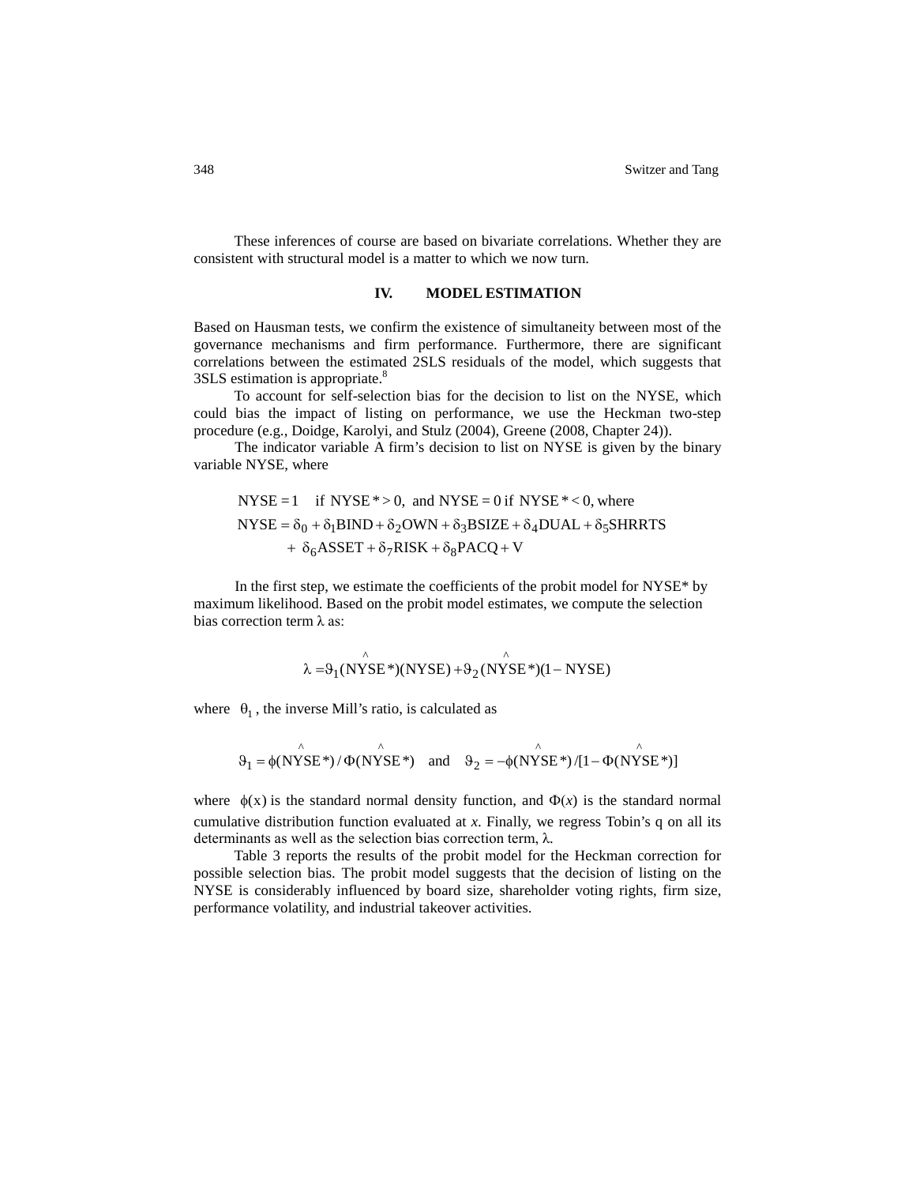These inferences of course are based on bivariate correlations. Whether they are consistent with structural model is a matter to which we now turn.

## IV. MODEL ESTIMATION

Based on Hausman tests, we confirm the existence of simultaneity between most of the governance mechanisms and firm performance. Furthermore, there are significant correlations between the estimated 2SLS residuals of the model, which suggests that 3SLS estimation is appropriate.[8]

To account for self-selection bias for the decision to list on the NYSE, which could bias the impact of listing on performance, we use the Heckman two-step procedure (e.g., Doidge, Karolyi, and Stulz (2004), Greene (2008, Chapter 24)).

The indicator variable A firm's decision to list on NYSE is given by the binary variable NYSE, where

$$\text{NYSE} = 1 \quad \text{if NYSE}^* > 0, \text{ and NYSE} = 0 \text{ if NYSE}^* < 0, \text{ where}$$

$$\text{NYSE} = \delta_0 + \delta_1\text{BIND} + \delta_2\text{OWN} + \delta_3\text{BSIZE} + \delta_4\text{DUAL} + \delta_5\text{SHRRTS} + \delta_6\text{ASSET} + \delta_7\text{RISK} + \delta_8\text{PACQ} + \text{V}$$

In the first step, we estimate the coefficients of the probit model for NYSE* by maximum likelihood. Based on the probit model estimates, we compute the selection bias correction term λ as:

$$\lambda = \vartheta_1(\widehat{\text{NYSE}}^*)(\text{NYSE}) + \vartheta_2(\widehat{\text{NYSE}}^*)(1 - \text{NYSE})$$

where $\theta_1$, the inverse Mill's ratio, is calculated as

$$\vartheta_1 = \phi(\widehat{\text{NYSE}}^*) / \Phi(\widehat{\text{NYSE}}^*) \quad \text{and} \quad \vartheta_2 = -\phi(\widehat{\text{NYSE}}^*) / [1 - \Phi(\widehat{\text{NYSE}}^*)]$$

where $\phi(x)$ is the standard normal density function, and $\Phi(x)$ is the standard normal cumulative distribution function evaluated at *x*. Finally, we regress Tobin's q on all its determinants as well as the selection bias correction term, λ.

Table 3 reports the results of the probit model for the Heckman correction for possible selection bias. The probit model suggests that the decision of listing on the NYSE is considerably influenced by board size, shareholder voting rights, firm size, performance volatility, and industrial takeover activities.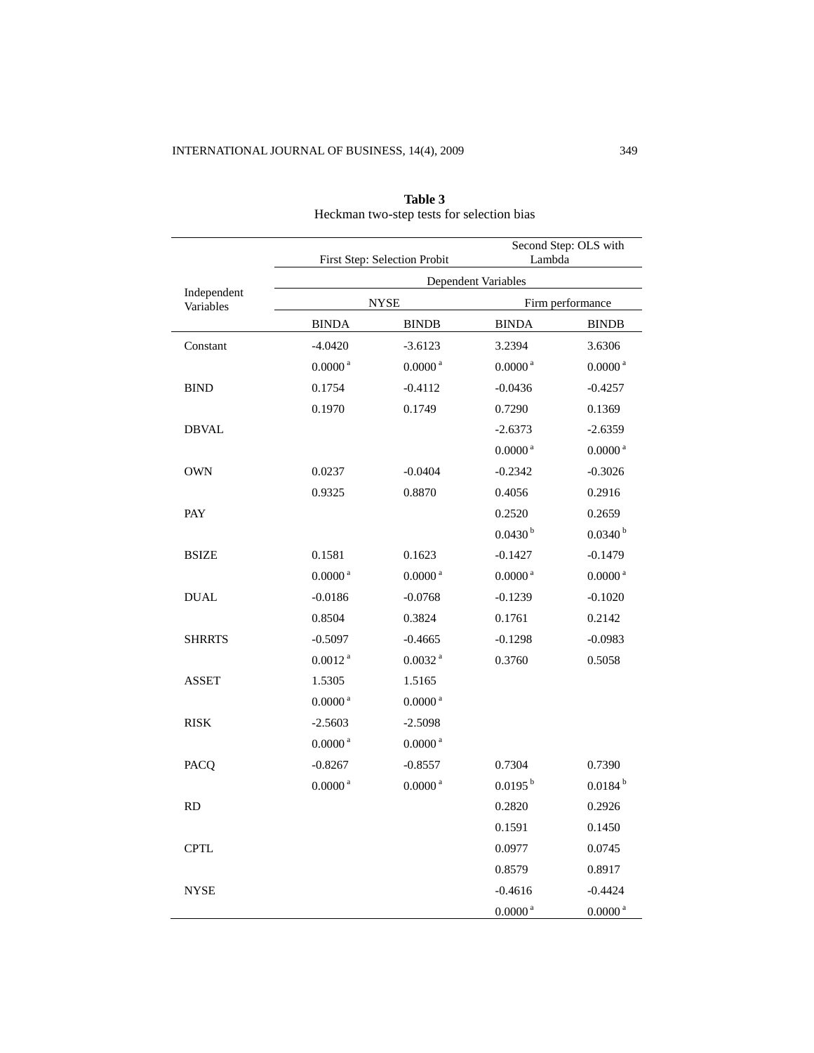**Table 3**
Heckman two-step tests for selection bias

| Independent Variables | First Step: Selection Probit | | Second Step: OLS with Lambda | |
|---|---|---|---|---|
| | Dependent Variables | | | |
| | NYSE | | Firm performance | |
| | BINDA | BINDB | BINDA | BINDB |
| Constant | -4.0420 | -3.6123 | 3.2394 | 3.6306 |
| | 0.0000 [a] | 0.0000 [a] | 0.0000 [a] | 0.0000 [a] |
| BIND | 0.1754 | -0.4112 | -0.0436 | -0.4257 |
| | 0.1970 | 0.1749 | 0.7290 | 0.1369 |
| DBVAL | | | -2.6373 | -2.6359 |
| | | | 0.0000 [a] | 0.0000 [a] |
| OWN | 0.0237 | -0.0404 | -0.2342 | -0.3026 |
| | 0.9325 | 0.8870 | 0.4056 | 0.2916 |
| PAY | | | 0.2520 | 0.2659 |
| | | | 0.0430 [b] | 0.0340 [b] |
| BSIZE | 0.1581 | 0.1623 | -0.1427 | -0.1479 |
| | 0.0000 [a] | 0.0000 [a] | 0.0000 [a] | 0.0000 [a] |
| DUAL | -0.0186 | -0.0768 | -0.1239 | -0.1020 |
| | 0.8504 | 0.3824 | 0.1761 | 0.2142 |
| SHRRTS | -0.5097 | -0.4665 | -0.1298 | -0.0983 |
| | 0.0012 [a] | 0.0032 [a] | 0.3760 | 0.5058 |
| ASSET | 1.5305 | 1.5165 | | |
| | 0.0000 [a] | 0.0000 [a] | | |
| RISK | -2.5603 | -2.5098 | | |
| | 0.0000 [a] | 0.0000 [a] | | |
| PACQ | -0.8267 | -0.8557 | 0.7304 | 0.7390 |
| | 0.0000 [a] | 0.0000 [a] | 0.0195 [b] | 0.0184 [b] |
| RD | | | 0.2820 | 0.2926 |
| | | | 0.1591 | 0.1450 |
| CPTL | | | 0.0977 | 0.0745 |
| | | | 0.8579 | 0.8917 |
| NYSE | | | -0.4616 | -0.4424 |
| | | | 0.0000 [a] | 0.0000 [a] |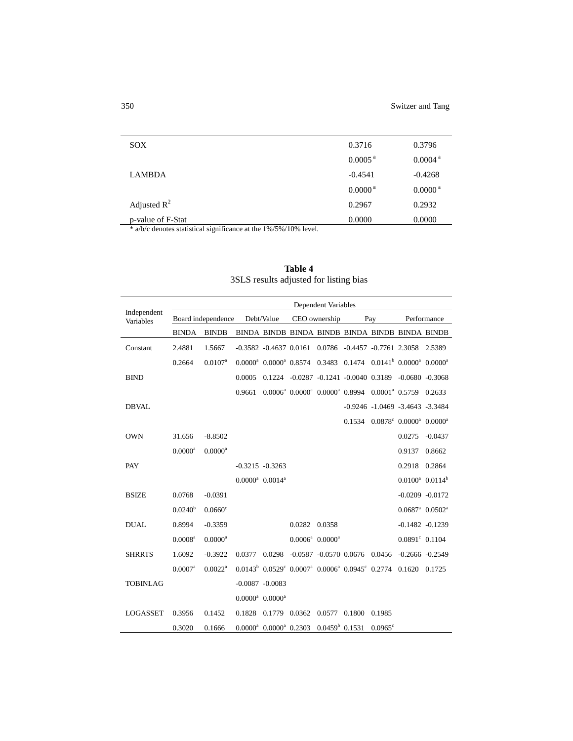| | | |
|---|---|---|
| SOX | 0.3716 | 0.3796 |
| | 0.0005 [a] | 0.0004 [a] |
| LAMBDA | -0.4541 | -0.4268 |
| | 0.0000 [a] | 0.0000 [a] |
| Adjusted $R^2$ | 0.2967 | 0.2932 |
| p-value of F-Stat | 0.0000 | 0.0000 |

* a/b/c denotes statistical significance at the 1%/5%/10% level.

**Table 4**
3SLS results adjusted for listing bias

| Independent Variables | Dependent Variables | | | | | | | | | |
|---|---|---|---|---|---|---|---|---|---|---|
| | Board independence | | Debt/Value | | CEO ownership | | Pay | | Performance | |
| | BINDA | BINDB | BINDA | BINDB | BINDA | BINDB | BINDA | BINDB | BINDA | BINDB |
| Constant | 2.4881 | 1.5667 | -0.3582 | -0.4637 | 0.0161 | 0.0786 | -0.4457 | -0.7761 | 2.3058 | 2.5389 |
| | 0.2664 | 0.0107[a] | 0.0000[a] | 0.0000[a] | 0.8574 | 0.3483 | 0.1474 | 0.0141[b] | 0.0000[a] | 0.0000[a] |
| BIND | | | 0.0005 | 0.1224 | -0.0287 | -0.1241 | -0.0040 | 0.3189 | -0.0680 | -0.3068 |
| | | | 0.9661 | 0.0006[a] | 0.0000[a] | 0.0000[a] | 0.8994 | 0.0001[a] | 0.5759 | 0.2633 |
| DBVAL | | | | | | | -0.9246 | -1.0469 | -3.4643 | -3.3484 |
| | | | | | | | 0.1534 | 0.0878[c] | 0.0000[a] | 0.0000[a] |
| OWN | 31.656 | -8.8502 | | | | | | | 0.0275 | -0.0437 |
| | 0.0000[a] | 0.0000[a] | | | | | | | 0.9137 | 0.8662 |
| PAY | | | -0.3215 | -0.3263 | | | | | 0.2918 | 0.2864 |
| | | | 0.0000[a] | 0.0014[a] | | | | | 0.0100[a] | 0.0114[b] |
| BSIZE | 0.0768 | -0.0391 | | | | | | | -0.0209 | -0.0172 |
| | 0.0240[b] | 0.0660[c] | | | | | | | 0.0687[a] | 0.0502[a] |
| DUAL | 0.8994 | -0.3359 | | | 0.0282 | 0.0358 | | | -0.1482 | -0.1239 |
| | 0.0008[a] | 0.0000[a] | | | 0.0006[a] | 0.0000[a] | | | 0.0891[c] | 0.1104 |
| SHRRTS | 1.6092 | -0.3922 | 0.0377 | 0.0298 | -0.0587 | -0.0570 | 0.0676 | 0.0456 | -0.2666 | -0.2549 |
| | 0.0007[a] | 0.0022[a] | 0.0143[b] | 0.0529[c] | 0.0007[a] | 0.0006[a] | 0.0945[c] | 0.2774 | 0.1620 | 0.1725 |
| TOBINLAG | | | -0.0087 | -0.0083 | | | | | | |
| | | | 0.0000[a] | 0.0000[a] | | | | | | |
| LOGASSET | 0.3956 | 0.1452 | 0.1828 | 0.1779 | 0.0362 | 0.0577 | 0.1800 | 0.1985 | | |
| | 0.3020 | 0.1666 | 0.0000[a] | 0.0000[a] | 0.2303 | 0.0459[b] | 0.1531 | 0.0965[c] | | |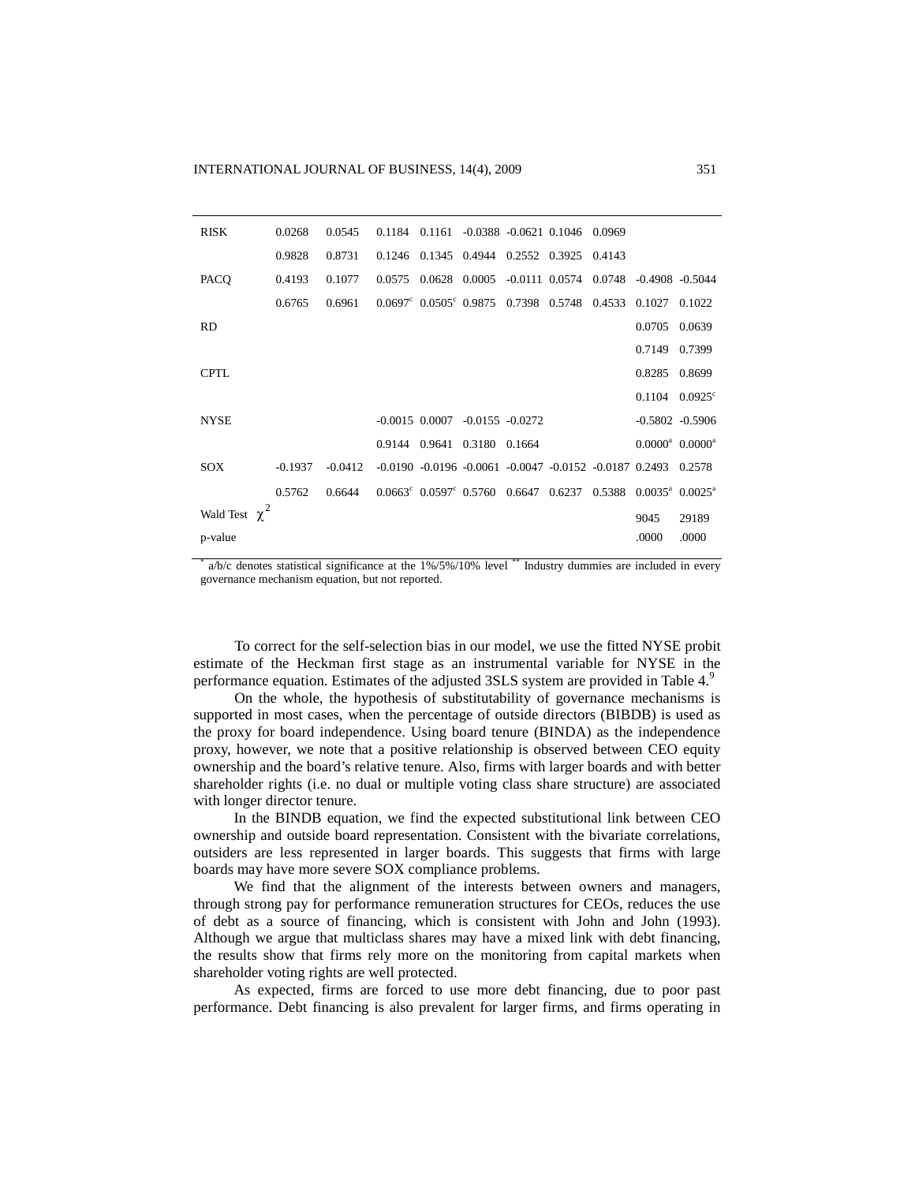| | | | | | | | | | | |
|---|---|---|---|---|---|---|---|---|---|---|
| RISK | 0.0268 | 0.0545 | 0.1184 | 0.1161 | -0.0388 | -0.0621 | 0.1046 | 0.0969 | | |
| | 0.9828 | 0.8731 | 0.1246 | 0.1345 | 0.4944 | 0.2552 | 0.3925 | 0.4143 | | |
| PACQ | 0.4193 | 0.1077 | 0.0575 | 0.0628 | 0.0005 | -0.0111 | 0.0574 | 0.0748 | -0.4908 | -0.5044 |
| | 0.6765 | 0.6961 | 0.0697$^{c}$ | 0.0505$^{c}$ | 0.9875 | 0.7398 | 0.5748 | 0.4533 | 0.1027 | 0.1022 |
| RD | | | | | | | | | 0.0705 | 0.0639 |
| | | | | | | | | | 0.7149 | 0.7399 |
| CPTL | | | | | | | | | 0.8285 | 0.8699 |
| | | | | | | | | | 0.1104 | 0.0925$^{c}$ |
| NYSE | | | -0.0015 | 0.0007 | -0.0155 | -0.0272 | | | -0.5802 | -0.5906 |
| | | | 0.9144 | 0.9641 | 0.3180 | 0.1664 | | | 0.0000$^{a}$ | 0.0000$^{a}$ |
| SOX | -0.1937 | -0.0412 | -0.0190 | -0.0196 | -0.0061 | -0.0047 | -0.0152 | -0.0187 | 0.2493 | 0.2578 |
| | 0.5762 | 0.6644 | 0.0663$^{c}$ | 0.0597$^{c}$ | 0.5760 | 0.6647 | 0.6237 | 0.5388 | 0.0035$^{a}$ | 0.0025$^{a}$ |
| Wald Test $\chi^2$ | | | | | | | | | 9045 | 29189 |
| p-value | | | | | | | | | .0000 | .0000 |

* a/b/c denotes statistical significance at the 1%/5%/10% level ** Industry dummies are included in every governance mechanism equation, but not reported.

To correct for the self-selection bias in our model, we use the fitted NYSE probit estimate of the Heckman first stage as an instrumental variable for NYSE in the performance equation. Estimates of the adjusted 3SLS system are provided in Table 4.[9]

On the whole, the hypothesis of substitutability of governance mechanisms is supported in most cases, when the percentage of outside directors (BIBDB) is used as the proxy for board independence. Using board tenure (BINDA) as the independence proxy, however, we note that a positive relationship is observed between CEO equity ownership and the board's relative tenure. Also, firms with larger boards and with better shareholder rights (i.e. no dual or multiple voting class share structure) are associated with longer director tenure.

In the BINDB equation, we find the expected substitutional link between CEO ownership and outside board representation. Consistent with the bivariate correlations, outsiders are less represented in larger boards. This suggests that firms with large boards may have more severe SOX compliance problems.

We find that the alignment of the interests between owners and managers, through strong pay for performance remuneration structures for CEOs, reduces the use of debt as a source of financing, which is consistent with John and John (1993). Although we argue that multiclass shares may have a mixed link with debt financing, the results show that firms rely more on the monitoring from capital markets when shareholder voting rights are well protected.

As expected, firms are forced to use more debt financing, due to poor past performance. Debt financing is also prevalent for larger firms, and firms operating in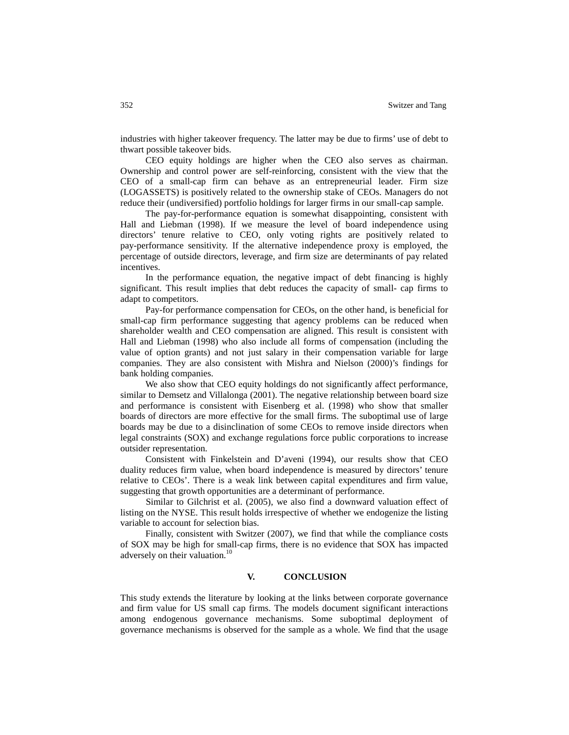industries with higher takeover frequency. The latter may be due to firms' use of debt to thwart possible takeover bids.

CEO equity holdings are higher when the CEO also serves as chairman. Ownership and control power are self-reinforcing, consistent with the view that the CEO of a small-cap firm can behave as an entrepreneurial leader. Firm size (LOGASSETS) is positively related to the ownership stake of CEOs. Managers do not reduce their (undiversified) portfolio holdings for larger firms in our small-cap sample.

The pay-for-performance equation is somewhat disappointing, consistent with Hall and Liebman (1998). If we measure the level of board independence using directors' tenure relative to CEO, only voting rights are positively related to pay-performance sensitivity. If the alternative independence proxy is employed, the percentage of outside directors, leverage, and firm size are determinants of pay related incentives.

In the performance equation, the negative impact of debt financing is highly significant. This result implies that debt reduces the capacity of small- cap firms to adapt to competitors.

Pay-for performance compensation for CEOs, on the other hand, is beneficial for small-cap firm performance suggesting that agency problems can be reduced when shareholder wealth and CEO compensation are aligned. This result is consistent with Hall and Liebman (1998) who also include all forms of compensation (including the value of option grants) and not just salary in their compensation variable for large companies. They are also consistent with Mishra and Nielson (2000)'s findings for bank holding companies.

We also show that CEO equity holdings do not significantly affect performance, similar to Demsetz and Villalonga (2001). The negative relationship between board size and performance is consistent with Eisenberg et al. (1998) who show that smaller boards of directors are more effective for the small firms. The suboptimal use of large boards may be due to a disinclination of some CEOs to remove inside directors when legal constraints (SOX) and exchange regulations force public corporations to increase outsider representation.

Consistent with Finkelstein and D'aveni (1994), our results show that CEO duality reduces firm value, when board independence is measured by directors' tenure relative to CEOs'. There is a weak link between capital expenditures and firm value, suggesting that growth opportunities are a determinant of performance.

Similar to Gilchrist et al. (2005), we also find a downward valuation effect of listing on the NYSE. This result holds irrespective of whether we endogenize the listing variable to account for selection bias.

Finally, consistent with Switzer (2007), we find that while the compliance costs of SOX may be high for small-cap firms, there is no evidence that SOX has impacted adversely on their valuation.[10]

## V. CONCLUSION

This study extends the literature by looking at the links between corporate governance and firm value for US small cap firms. The models document significant interactions among endogenous governance mechanisms. Some suboptimal deployment of governance mechanisms is observed for the sample as a whole. We find that the usage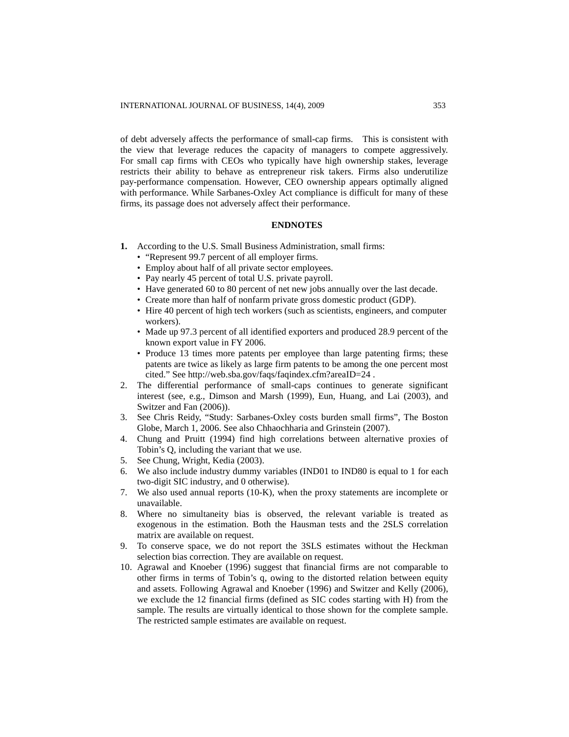of debt adversely affects the performance of small-cap firms. This is consistent with the view that leverage reduces the capacity of managers to compete aggressively. For small cap firms with CEOs who typically have high ownership stakes, leverage restricts their ability to behave as entrepreneur risk takers. Firms also underutilize pay-performance compensation. However, CEO ownership appears optimally aligned with performance. While Sarbanes-Oxley Act compliance is difficult for many of these firms, its passage does not adversely affect their performance.

## ENDNOTES

1. According to the U.S. Small Business Administration, small firms:
   - "Represent 99.7 percent of all employer firms.
   - Employ about half of all private sector employees.
   - Pay nearly 45 percent of total U.S. private payroll.
   - Have generated 60 to 80 percent of net new jobs annually over the last decade.
   - Create more than half of nonfarm private gross domestic product (GDP).
   - Hire 40 percent of high tech workers (such as scientists, engineers, and computer workers).
   - Made up 97.3 percent of all identified exporters and produced 28.9 percent of the known export value in FY 2006.
   - Produce 13 times more patents per employee than large patenting firms; these patents are twice as likely as large firm patents to be among the one percent most cited." See http://web.sba.gov/faqs/faqindex.cfm?areaID=24 .
2. The differential performance of small-caps continues to generate significant interest (see, e.g., Dimson and Marsh (1999), Eun, Huang, and Lai (2003), and Switzer and Fan (2006)).
3. See Chris Reidy, "Study: Sarbanes-Oxley costs burden small firms", The Boston Globe, March 1, 2006. See also Chhaochharia and Grinstein (2007).
4. Chung and Pruitt (1994) find high correlations between alternative proxies of Tobin's Q, including the variant that we use.
5. See Chung, Wright, Kedia (2003).
6. We also include industry dummy variables (IND01 to IND80 is equal to 1 for each two-digit SIC industry, and 0 otherwise).
7. We also used annual reports (10-K), when the proxy statements are incomplete or unavailable.
8. Where no simultaneity bias is observed, the relevant variable is treated as exogenous in the estimation. Both the Hausman tests and the 2SLS correlation matrix are available on request.
9. To conserve space, we do not report the 3SLS estimates without the Heckman selection bias correction. They are available on request.
10. Agrawal and Knoeber (1996) suggest that financial firms are not comparable to other firms in terms of Tobin's q, owing to the distorted relation between equity and assets. Following Agrawal and Knoeber (1996) and Switzer and Kelly (2006), we exclude the 12 financial firms (defined as SIC codes starting with H) from the sample. The results are virtually identical to those shown for the complete sample. The restricted sample estimates are available on request.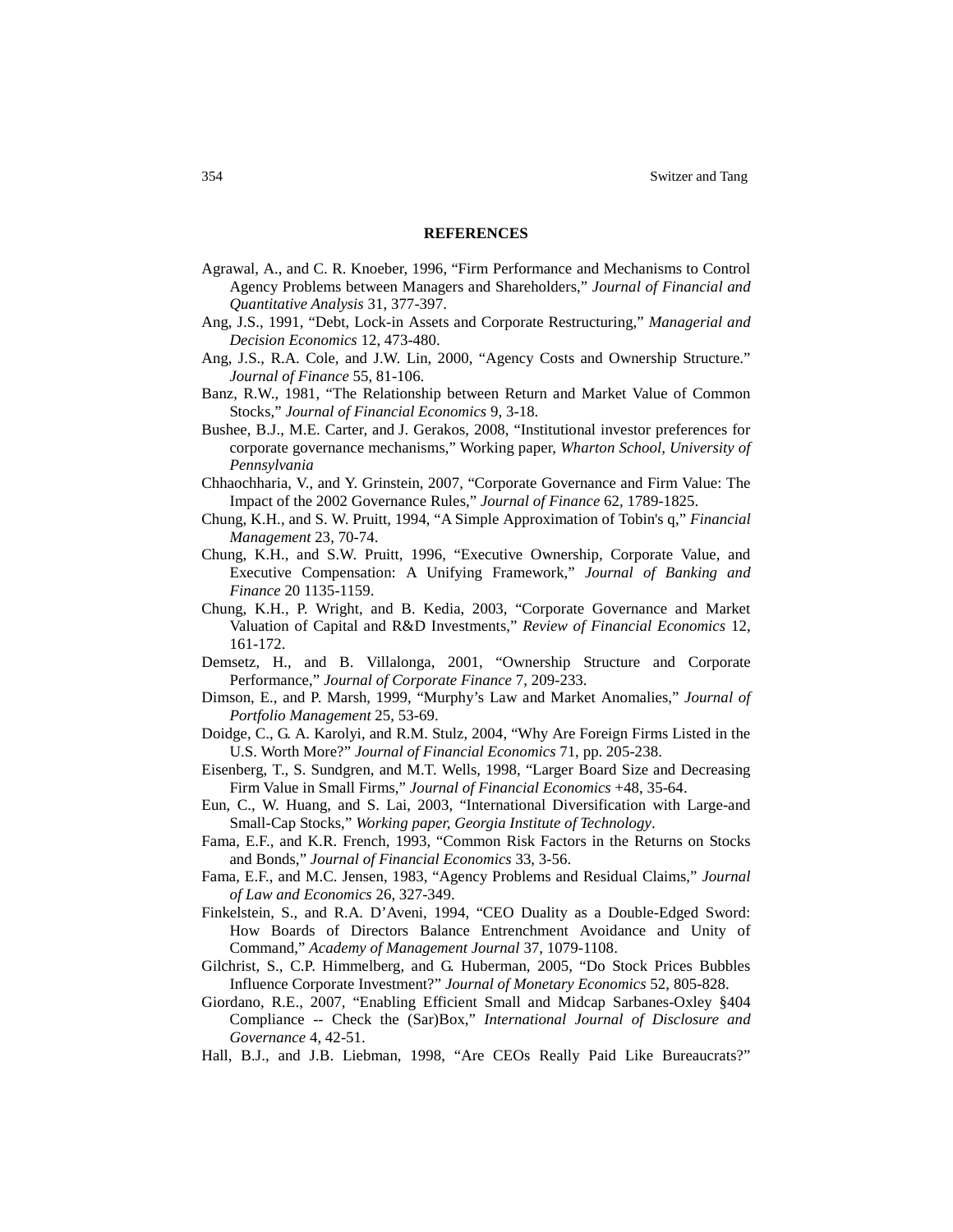## REFERENCES

Agrawal, A., and C. R. Knoeber, 1996, "Firm Performance and Mechanisms to Control Agency Problems between Managers and Shareholders," *Journal of Financial and Quantitative Analysis* 31, 377-397.

Ang, J.S., 1991, "Debt, Lock-in Assets and Corporate Restructuring," *Managerial and Decision Economics* 12, 473-480.

Ang, J.S., R.A. Cole, and J.W. Lin, 2000, "Agency Costs and Ownership Structure." *Journal of Finance* 55, 81-106.

Banz, R.W., 1981, "The Relationship between Return and Market Value of Common Stocks," *Journal of Financial Economics* 9, 3-18.

Bushee, B.J., M.E. Carter, and J. Gerakos, 2008, "Institutional investor preferences for corporate governance mechanisms," Working paper, *Wharton School, University of Pennsylvania*

Chhaochharia, V., and Y. Grinstein, 2007, "Corporate Governance and Firm Value: The Impact of the 2002 Governance Rules," *Journal of Finance* 62, 1789-1825.

Chung, K.H., and S. W. Pruitt, 1994, "A Simple Approximation of Tobin's q," *Financial Management* 23, 70-74.

Chung, K.H., and S.W. Pruitt, 1996, "Executive Ownership, Corporate Value, and Executive Compensation: A Unifying Framework," *Journal of Banking and Finance* 20 1135-1159.

Chung, K.H., P. Wright, and B. Kedia, 2003, "Corporate Governance and Market Valuation of Capital and R&D Investments," *Review of Financial Economics* 12, 161-172.

Demsetz, H., and B. Villalonga, 2001, "Ownership Structure and Corporate Performance," *Journal of Corporate Finance* 7, 209-233.

Dimson, E., and P. Marsh, 1999, "Murphy's Law and Market Anomalies," *Journal of Portfolio Management* 25, 53-69.

Doidge, C., G. A. Karolyi, and R.M. Stulz, 2004, "Why Are Foreign Firms Listed in the U.S. Worth More?" *Journal of Financial Economics* 71, pp. 205-238.

Eisenberg, T., S. Sundgren, and M.T. Wells, 1998, "Larger Board Size and Decreasing Firm Value in Small Firms," *Journal of Financial Economics* +48, 35-64.

Eun, C., W. Huang, and S. Lai, 2003, "International Diversification with Large-and Small-Cap Stocks," *Working paper, Georgia Institute of Technology*.

Fama, E.F., and K.R. French, 1993, "Common Risk Factors in the Returns on Stocks and Bonds," *Journal of Financial Economics* 33, 3-56.

Fama, E.F., and M.C. Jensen, 1983, "Agency Problems and Residual Claims," *Journal of Law and Economics* 26, 327-349.

Finkelstein, S., and R.A. D'Aveni, 1994, "CEO Duality as a Double-Edged Sword: How Boards of Directors Balance Entrenchment Avoidance and Unity of Command," *Academy of Management Journal* 37, 1079-1108.

Gilchrist, S., C.P. Himmelberg, and G. Huberman, 2005, "Do Stock Prices Bubbles Influence Corporate Investment?" *Journal of Monetary Economics* 52, 805-828.

Giordano, R.E., 2007, "Enabling Efficient Small and Midcap Sarbanes-Oxley §404 Compliance -- Check the (Sar)Box," *International Journal of Disclosure and Governance* 4, 42-51.

Hall, B.J., and J.B. Liebman, 1998, "Are CEOs Really Paid Like Bureaucrats?"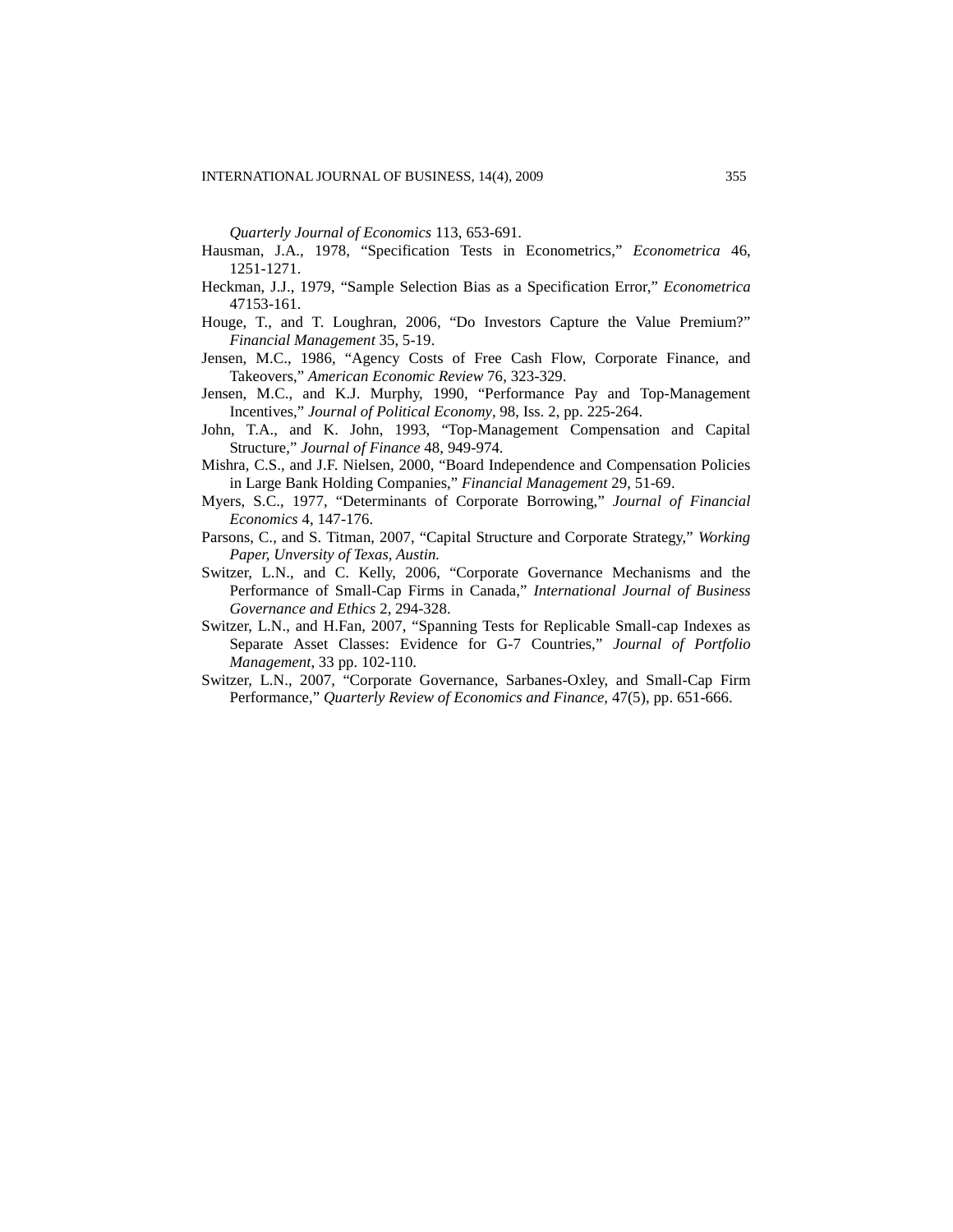*Quarterly Journal of Economics* 113, 653-691.

Hausman, J.A., 1978, “Specification Tests in Econometrics,” *Econometrica* 46, 1251-1271.

Heckman, J.J., 1979, “Sample Selection Bias as a Specification Error,” *Econometrica* 47153-161.

Houge, T., and T. Loughran, 2006, “Do Investors Capture the Value Premium?” *Financial Management* 35, 5-19.

Jensen, M.C., 1986, “Agency Costs of Free Cash Flow, Corporate Finance, and Takeovers,” *American Economic Review* 76, 323-329.

Jensen, M.C., and K.J. Murphy, 1990, “Performance Pay and Top-Management Incentives,” *Journal of Political Economy*, 98, Iss. 2, pp. 225-264.

John, T.A., and K. John, 1993, “Top-Management Compensation and Capital Structure,” *Journal of Finance* 48, 949-974.

Mishra, C.S., and J.F. Nielsen, 2000, “Board Independence and Compensation Policies in Large Bank Holding Companies,” *Financial Management* 29, 51-69.

Myers, S.C., 1977, “Determinants of Corporate Borrowing,” *Journal of Financial Economics* 4, 147-176.

Parsons, C., and S. Titman, 2007, “Capital Structure and Corporate Strategy,” *Working Paper, Unversity of Texas, Austin.*

Switzer, L.N., and C. Kelly, 2006, “Corporate Governance Mechanisms and the Performance of Small-Cap Firms in Canada,” *International Journal of Business Governance and Ethics* 2, 294-328.

Switzer, L.N., and H.Fan, 2007, “Spanning Tests for Replicable Small-cap Indexes as Separate Asset Classes: Evidence for G-7 Countries,” *Journal of Portfolio Management*, 33 pp. 102-110.

Switzer, L.N., 2007, “Corporate Governance, Sarbanes-Oxley, and Small-Cap Firm Performance,” *Quarterly Review of Economics and Finance*, 47(5), pp. 651-666.